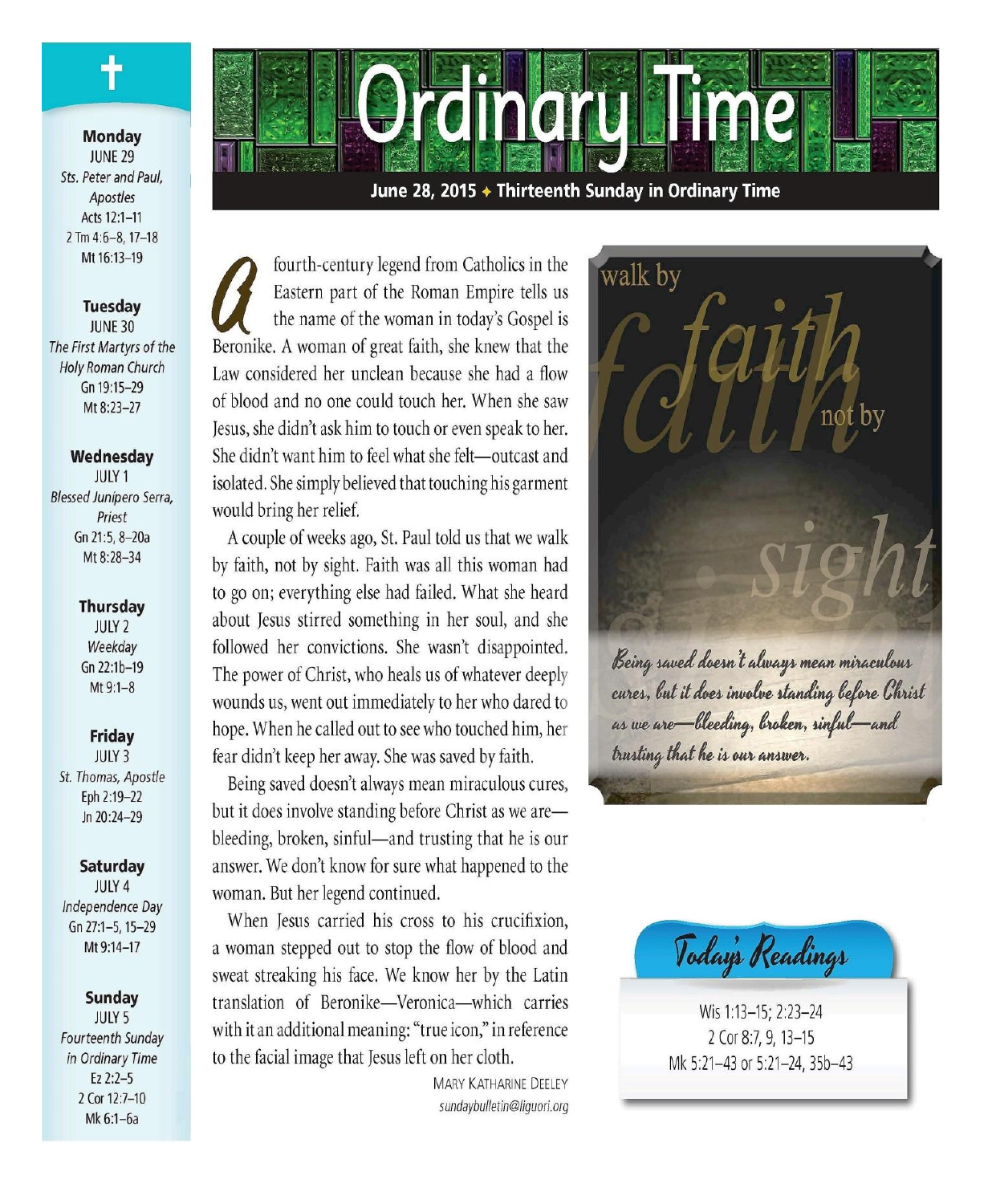# Ordinary Time

**June 28, 2015 ✦ Thirteenth Sunday in Ordinary Time**

A fourth-century legend from Catholics in the Eastern part of the Roman Empire tells us the name of the woman in today's Gospel is Beronike. A woman of great faith, she knew that the Law considered her unclean because she had a flow of blood and no one could touch her. When she saw Jesus, she didn't ask him to touch or even speak to her. She didn't want him to feel what she felt—outcast and isolated. She simply believed that touching his garment would bring her relief.

A couple of weeks ago, St. Paul told us that we walk by faith, not by sight. Faith was all this woman had to go on; everything else had failed. What she heard about Jesus stirred something in her soul, and she followed her convictions. She wasn't disappointed. The power of Christ, who heals us of whatever deeply wounds us, went out immediately to her who dared to hope. When he called out to see who touched him, her fear didn't keep her away. She was saved by faith.

Being saved doesn't always mean miraculous cures, but it does involve standing before Christ as we are—bleeding, broken, sinful—and trusting that he is our answer. We don't know for sure what happened to the woman. But her legend continued.

When Jesus carried his cross to his crucifixion, a woman stepped out to stop the flow of blood and sweat streaking his face. We know her by the Latin translation of Beronike—Veronica—which carries with it an additional meaning: "true icon," in reference to the facial image that Jesus left on her cloth.

MARY KATHARINE DEELEY
*sundaybulletin@liguori.org*

walk by faith not by sight

*Being saved doesn't always mean miraculous cures, but it does involve standing before Christ as we are—bleeding, broken, sinful—and trusting that he is our answer.*

## Today's Readings

Wis 1:13–15; 2:23–24
2 Cor 8:7, 9, 13–15
Mk 5:21–43 or 5:21–24, 35b–43

---

**Monday**
JUNE 29
*Sts. Peter and Paul, Apostles*
Acts 12:1–11
2 Tm 4:6–8, 17–18
Mt 16:13–19

**Tuesday**
JUNE 30
*The First Martyrs of the Holy Roman Church*
Gn 19:15–29
Mt 8:23–27

**Wednesday**
JULY 1
*Blessed Junípero Serra, Priest*
Gn 21:5, 8–20a
Mt 8:28–34

**Thursday**
JULY 2
*Weekday*
Gn 22:1b–19
Mt 9:1–8

**Friday**
JULY 3
*St. Thomas, Apostle*
Eph 2:19–22
Jn 20:24–29

**Saturday**
JULY 4
*Independence Day*
Gn 27:1–5, 15–29
Mt 9:14–17

**Sunday**
JULY 5
*Fourteenth Sunday in Ordinary Time*
Ez 2:2–5
2 Cor 12:7–10
Mk 6:1–6a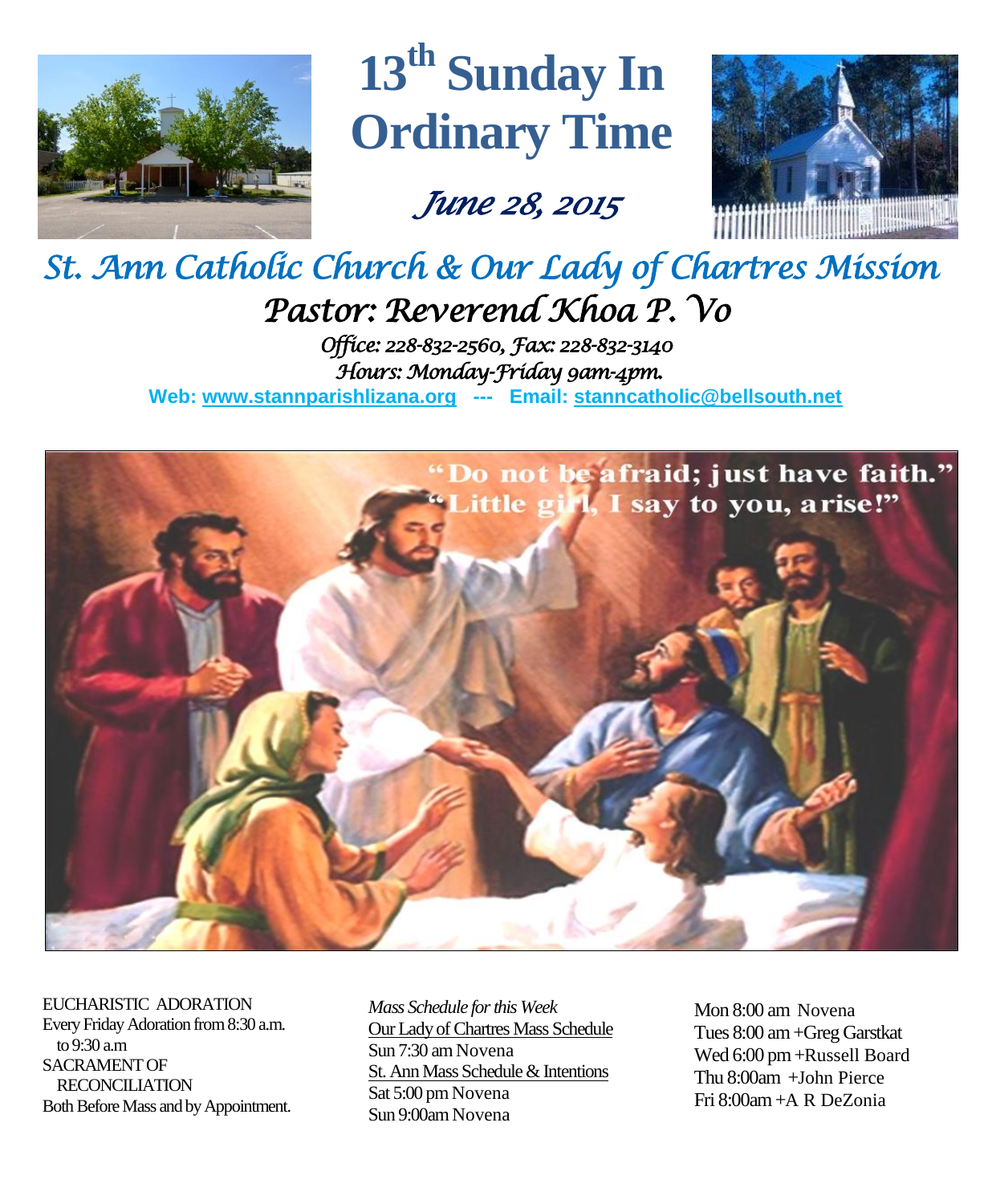# 13th Sunday In Ordinary Time

*June 28, 2015*

## *St. Ann Catholic Church & Our Lady of Chartres Mission*

### *Pastor: Reverend Khoa P. Vo*

*Office: 228-832-2560, Fax: 228-832-3140*
*Hours: Monday-Friday 9am-4pm.*

**Web: www.stannparishlizana.org --- Email: stanncatholic@bellsouth.net**

EUCHARISTIC ADORATION
Every Friday Adoration from 8:30 a.m. to 9:30 a.m
SACRAMENT OF RECONCILIATION
Both Before Mass and by Appointment.

*Mass Schedule for this Week*

Our Lady of Chartres Mass Schedule
Sun 7:30 am Novena

St. Ann Mass Schedule & Intentions
Sat 5:00 pm Novena
Sun 9:00am Novena
Mon 8:00 am Novena
Tues 8:00 am +Greg Garstkat
Wed 6:00 pm +Russell Board
Thu 8:00am +John Pierce
Fri 8:00am +A R DeZonia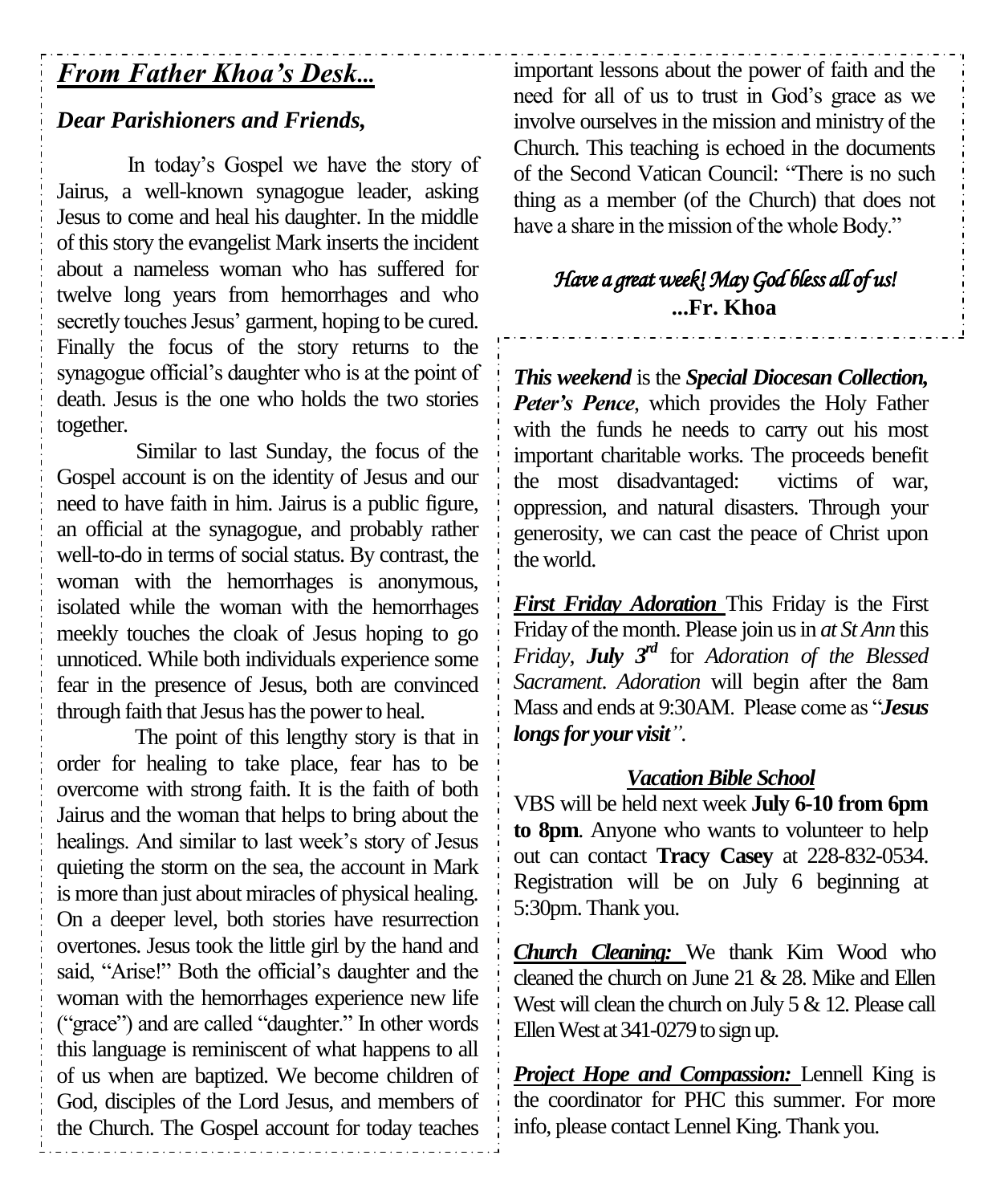## ***From Father Khoa's Desk...***

***Dear Parishioners and Friends,***

In today's Gospel we have the story of Jairus, a well-known synagogue leader, asking Jesus to come and heal his daughter. In the middle of this story the evangelist Mark inserts the incident about a nameless woman who has suffered for twelve long years from hemorrhages and who secretly touches Jesus' garment, hoping to be cured. Finally the focus of the story returns to the synagogue official's daughter who is at the point of death. Jesus is the one who holds the two stories together.

Similar to last Sunday, the focus of the Gospel account is on the identity of Jesus and our need to have faith in him. Jairus is a public figure, an official at the synagogue, and probably rather well-to-do in terms of social status. By contrast, the woman with the hemorrhages is anonymous, isolated while the woman with the hemorrhages meekly touches the cloak of Jesus hoping to go unnoticed. While both individuals experience some fear in the presence of Jesus, both are convinced through faith that Jesus has the power to heal.

The point of this lengthy story is that in order for healing to take place, fear has to be overcome with strong faith. It is the faith of both Jairus and the woman that helps to bring about the healings. And similar to last week's story of Jesus quieting the storm on the sea, the account in Mark is more than just about miracles of physical healing. On a deeper level, both stories have resurrection overtones. Jesus took the little girl by the hand and said, "Arise!" Both the official's daughter and the woman with the hemorrhages experience new life ("grace") and are called "daughter." In other words this language is reminiscent of what happens to all of us when are baptized. We become children of God, disciples of the Lord Jesus, and members of the Church. The Gospel account for today teaches important lessons about the power of faith and the need for all of us to trust in God's grace as we involve ourselves in the mission and ministry of the Church. This teaching is echoed in the documents of the Second Vatican Council: "There is no such thing as a member (of the Church) that does not have a share in the mission of the whole Body."

*Have a great week! May God bless all of us!*

**...Fr. Khoa**

***This weekend*** is the ***Special Diocesan Collection, Peter's Pence***, which provides the Holy Father with the funds he needs to carry out his most important charitable works. The proceeds benefit the most disadvantaged: victims of war, oppression, and natural disasters. Through your generosity, we can cast the peace of Christ upon the world.

***First Friday Adoration*** This Friday is the First Friday of the month. Please join us in *at St Ann* this *Friday, **July 3rd*** for *Adoration of the Blessed Sacrament*. *Adoration* will begin after the 8am Mass and ends at 9:30AM. Please come as "***Jesus longs for your visit***".

### ***Vacation Bible School***

VBS will be held next week **July 6-10 from 6pm to 8pm**. Anyone who wants to volunteer to help out can contact **Tracy Casey** at 228-832-0534. Registration will be on July 6 beginning at 5:30pm. Thank you.

***Church Cleaning:*** We thank Kim Wood who cleaned the church on June 21 & 28. Mike and Ellen West will clean the church on July 5 & 12. Please call Ellen West at 341-0279 to sign up.

***Project Hope and Compassion:*** Lennell King is the coordinator for PHC this summer. For more info, please contact Lennel King. Thank you.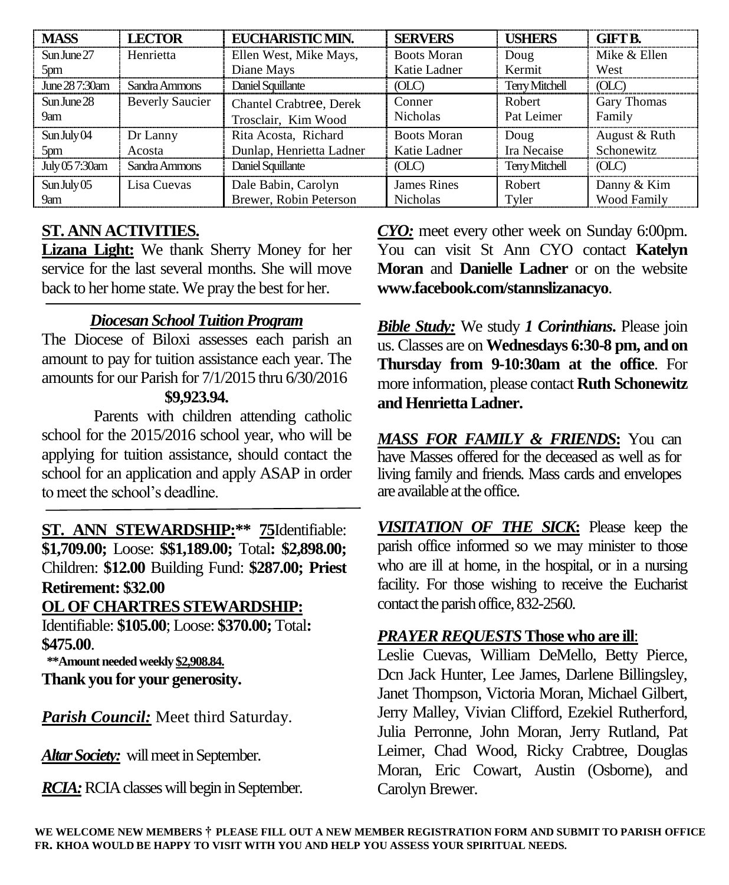| MASS | LECTOR | EUCHARISTIC MIN. | SERVERS | USHERS | GIFT B. |
|---|---|---|---|---|---|
| Sun June 27 5pm | Henrietta | Ellen West, Mike Mays, Diane Mays | Boots Moran Katie Ladner | Doug Kermit | Mike & Ellen West |
| June 28 7:30am | Sandra Ammons | Daniel Squillante | (OLC) | Terry Mitchell | (OLC) |
| Sun June 28 9am | Beverly Saucier | Chantel Crabtree, Derek Trosclair, Kim Wood | Conner Nicholas | Robert Pat Leimer | Gary Thomas Family |
| Sun July 04 5pm | Dr Lanny Acosta | Rita Acosta, Richard Dunlap, Henrietta Ladner | Boots Moran Katie Ladner | Doug Ira Necaise | August & Ruth Schonewitz |
| July 05 7:30am | Sandra Ammons | Daniel Squillante | (OLC) | Terry Mitchell | (OLC) |
| Sun July 05 9am | Lisa Cuevas | Dale Babin, Carolyn Brewer, Robin Peterson | James Rines Nicholas | Robert Tyler | Danny & Kim Wood Family |

**ST. ANN ACTIVITIES.**

**Lizana Light:** We thank Sherry Money for her service for the last several months. She will move back to her home state. We pray the best for her.

***Diocesan School Tuition Program***

The Diocese of Biloxi assesses each parish an amount to pay for tuition assistance each year. The amounts for our Parish for 7/1/2015 thru 6/30/2016 **$9,923.94.**

Parents with children attending catholic school for the 2015/2016 school year, who will be applying for tuition assistance, should contact the school for an application and apply ASAP in order to meet the school's deadline.

**ST. ANN STEWARDSHIP:\*\* 75**Identifiable: **$1,709.00;** Loose: **$$1,189.00;** Total**: $2,898.00;** Children: **$12.00** Building Fund: **$287.00; Priest Retirement: $32.00**

**OL OF CHARTRES STEWARDSHIP:**

Identifiable: **$105.00**; Loose: **$370.00;** Total**: $475.00**.

**\*\*Amount needed weekly $2,908.84.**

**Thank you for your generosity.**

***Parish Council:*** Meet third Saturday.

***Altar Society:*** will meet in September.

***RCIA:*** RCIA classes will begin in September.

***CYO:*** meet every other week on Sunday 6:00pm. You can visit St Ann CYO contact **Katelyn Moran** and **Danielle Ladner** or on the website **www.facebook.com/stannslizanacyo**.

***Bible Study:*** We study ***1 Corinthians*.** Please join us. Classes are on **Wednesdays 6:30-8 pm, and on Thursday from 9-10:30am at the office**. For more information, please contact **Ruth Schonewitz and Henrietta Ladner.**

***MASS FOR FAMILY & FRIENDS*:** You can have Masses offered for the deceased as well as for living family and friends. Mass cards and envelopes are available at the office.

***VISITATION OF THE SICK*:** Please keep the parish office informed so we may minister to those who are ill at home, in the hospital, or in a nursing facility. For those wishing to receive the Eucharist contact the parish office, 832-2560.

***PRAYER REQUESTS* Those who are ill**:

Leslie Cuevas, William DeMello, Betty Pierce, Dcn Jack Hunter, Lee James, Darlene Billingsley, Janet Thompson, Victoria Moran, Michael Gilbert, Jerry Malley, Vivian Clifford, Ezekiel Rutherford, Julia Perronne, John Moran, Jerry Rutland, Pat Leimer, Chad Wood, Ricky Crabtree, Douglas Moran, Eric Cowart, Austin (Osborne), and Carolyn Brewer.

**WE WELCOME NEW MEMBERS † PLEASE FILL OUT A NEW MEMBER REGISTRATION FORM AND SUBMIT TO PARISH OFFICE FR. KHOA WOULD BE HAPPY TO VISIT WITH YOU AND HELP YOU ASSESS YOUR SPIRITUAL NEEDS.**